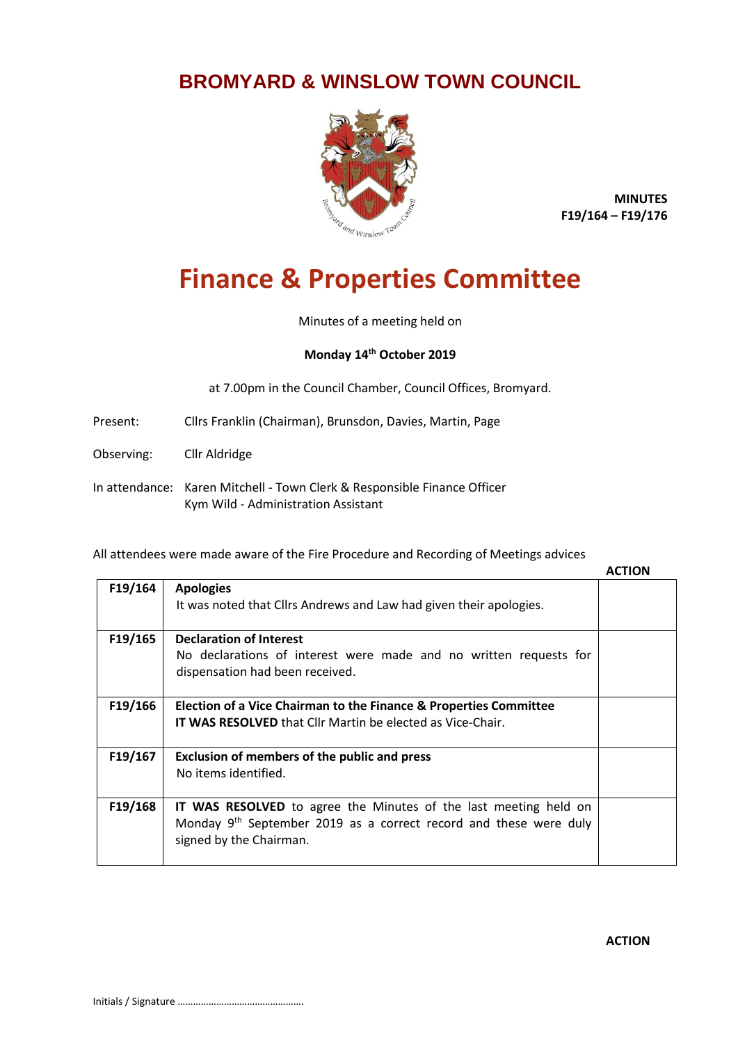# BROMYARD & WINSLOW TOWN COUNCIL

**MINUTES**
**F19/164 – F19/176**

# Finance & Properties Committee

Minutes of a meeting held on

**Monday 14th October 2019**

at 7.00pm in the Council Chamber, Council Offices, Bromyard.

Present: Cllrs Franklin (Chairman), Brunsdon, Davies, Martin, Page

Observing: Cllr Aldridge

In attendance: Karen Mitchell - Town Clerk & Responsible Finance Officer
Kym Wild - Administration Assistant

All attendees were made aware of the Fire Procedure and Recording of Meetings advices

| | | ACTION |
|---|---|---|
| F19/164 | **Apologies**<br>It was noted that Cllrs Andrews and Law had given their apologies. | |
| F19/165 | **Declaration of Interest**<br>No declarations of interest were made and no written requests for dispensation had been received. | |
| F19/166 | **Election of a Vice Chairman to the Finance & Properties Committee**<br>**IT WAS RESOLVED** that Cllr Martin be elected as Vice-Chair. | |
| F19/167 | **Exclusion of members of the public and press**<br>No items identified. | |
| F19/168 | **IT WAS RESOLVED** to agree the Minutes of the last meeting held on Monday 9th September 2019 as a correct record and these were duly signed by the Chairman. | |

**ACTION**

Initials / Signature ………………………………………….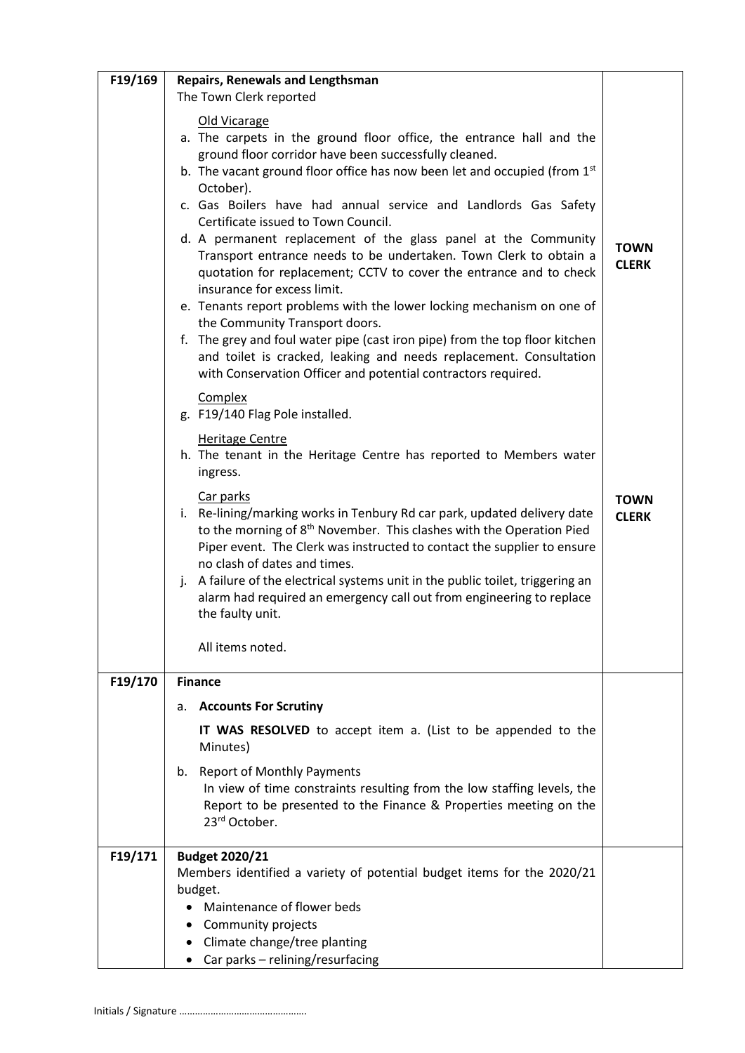| | | |
|---|---|---|
| F19/169 | **Repairs, Renewals and Lengthsman**<br>The Town Clerk reported<br><br>Old Vicarage<br>a. The carpets in the ground floor office, the entrance hall and the ground floor corridor have been successfully cleaned.<br>b. The vacant ground floor office has now been let and occupied (from 1st October).<br>c. Gas Boilers have had annual service and Landlords Gas Safety Certificate issued to Town Council.<br>d. A permanent replacement of the glass panel at the Community Transport entrance needs to be undertaken. Town Clerk to obtain a quotation for replacement; CCTV to cover the entrance and to check insurance for excess limit.<br>e. Tenants report problems with the lower locking mechanism on one of the Community Transport doors.<br>f. The grey and foul water pipe (cast iron pipe) from the top floor kitchen and toilet is cracked, leaking and needs replacement. Consultation with Conservation Officer and potential contractors required.<br><br>Complex<br>g. F19/140 Flag Pole installed.<br><br>Heritage Centre<br>h. The tenant in the Heritage Centre has reported to Members water ingress.<br><br>Car parks<br>i. Re-lining/marking works in Tenbury Rd car park, updated delivery date to the morning of 8th November. This clashes with the Operation Pied Piper event. The Clerk was instructed to contact the supplier to ensure no clash of dates and times.<br>j. A failure of the electrical systems unit in the public toilet, triggering an alarm had required an emergency call out from engineering to replace the faulty unit.<br><br>All items noted. | **TOWN CLERK**<br><br>**TOWN CLERK** |
| F19/170 | **Finance**<br>a. **Accounts For Scrutiny**<br>**IT WAS RESOLVED** to accept item a. (List to be appended to the Minutes)<br><br>b. Report of Monthly Payments<br>In view of time constraints resulting from the low staffing levels, the Report to be presented to the Finance & Properties meeting on the 23rd October. | |
| F19/171 | **Budget 2020/21**<br>Members identified a variety of potential budget items for the 2020/21 budget.<br>• Maintenance of flower beds<br>• Community projects<br>• Climate change/tree planting<br>• Car parks – relining/resurfacing | |

Initials / Signature ………………………………………….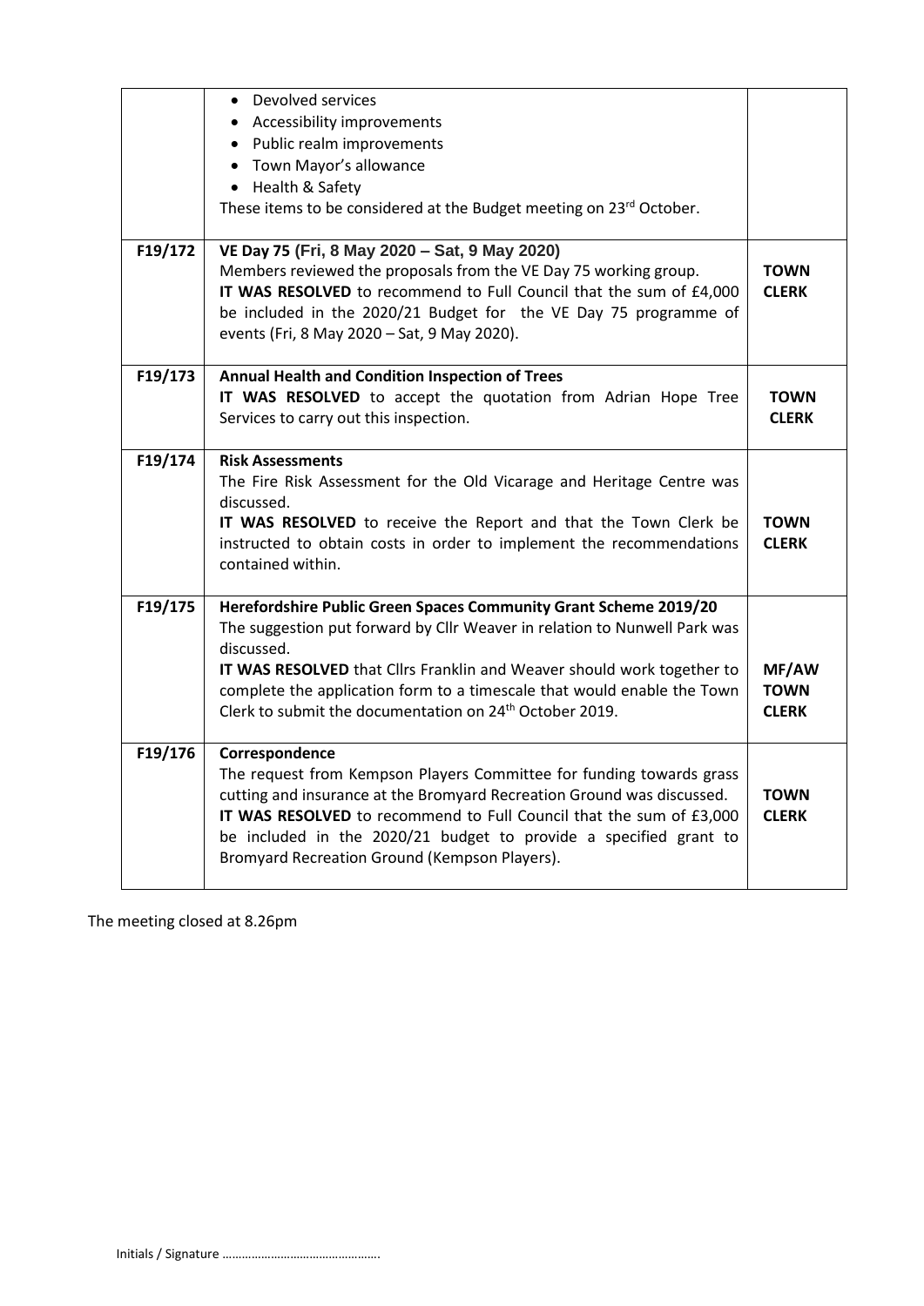| | | |
|---|---|---|
| | • Devolved services<br>• Accessibility improvements<br>• Public realm improvements<br>• Town Mayor's allowance<br>• Health & Safety<br>These items to be considered at the Budget meeting on 23rd October. | |
| **F19/172** | **VE Day 75 (Fri, 8 May 2020 – Sat, 9 May 2020)**<br>Members reviewed the proposals from the VE Day 75 working group.<br>**IT WAS RESOLVED** to recommend to Full Council that the sum of £4,000 be included in the 2020/21 Budget for the VE Day 75 programme of events (Fri, 8 May 2020 – Sat, 9 May 2020). | **TOWN CLERK** |
| **F19/173** | **Annual Health and Condition Inspection of Trees**<br>**IT WAS RESOLVED** to accept the quotation from Adrian Hope Tree Services to carry out this inspection. | **TOWN CLERK** |
| **F19/174** | **Risk Assessments**<br>The Fire Risk Assessment for the Old Vicarage and Heritage Centre was discussed.<br>**IT WAS RESOLVED** to receive the Report and that the Town Clerk be instructed to obtain costs in order to implement the recommendations contained within. | **TOWN CLERK** |
| **F19/175** | **Herefordshire Public Green Spaces Community Grant Scheme 2019/20**<br>The suggestion put forward by Cllr Weaver in relation to Nunwell Park was discussed.<br>**IT WAS RESOLVED** that Cllrs Franklin and Weaver should work together to complete the application form to a timescale that would enable the Town Clerk to submit the documentation on 24th October 2019. | **MF/AW TOWN CLERK** |
| **F19/176** | **Correspondence**<br>The request from Kempson Players Committee for funding towards grass cutting and insurance at the Bromyard Recreation Ground was discussed.<br>**IT WAS RESOLVED** to recommend to Full Council that the sum of £3,000 be included in the 2020/21 budget to provide a specified grant to Bromyard Recreation Ground (Kempson Players). | **TOWN CLERK** |

The meeting closed at 8.26pm

Initials / Signature ………………………………………..